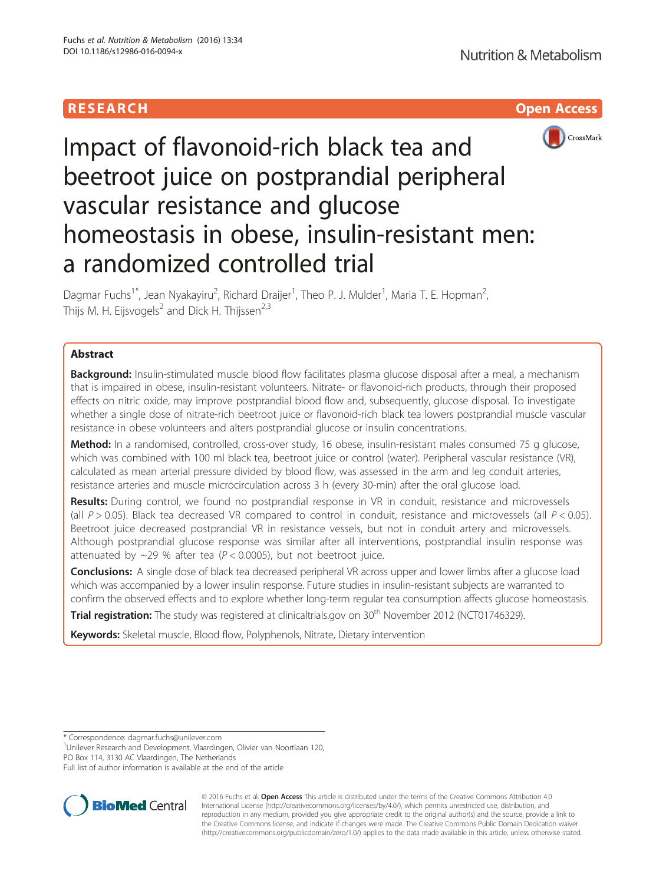RESEARCH Open Access

# Impact of flavonoid-rich black tea and beetroot juice on postprandial peripheral vascular resistance and glucose homeostasis in obese, insulin-resistant men: a randomized controlled trial

Dagmar Fuchs[1*], Jean Nyakayiru[2], Richard Draijer[1], Theo P. J. Mulder[1], Maria T. E. Hopman[2], Thijs M. H. Eijsvogels[2] and Dick H. Thijssen[2,3]

## Abstract

**Background:** Insulin-stimulated muscle blood flow facilitates plasma glucose disposal after a meal, a mechanism that is impaired in obese, insulin-resistant volunteers. Nitrate- or flavonoid-rich products, through their proposed effects on nitric oxide, may improve postprandial blood flow and, subsequently, glucose disposal. To investigate whether a single dose of nitrate-rich beetroot juice or flavonoid-rich black tea lowers postprandial muscle vascular resistance in obese volunteers and alters postprandial glucose or insulin concentrations.

**Method:** In a randomised, controlled, cross-over study, 16 obese, insulin-resistant males consumed 75 g glucose, which was combined with 100 ml black tea, beetroot juice or control (water). Peripheral vascular resistance (VR), calculated as mean arterial pressure divided by blood flow, was assessed in the arm and leg conduit arteries, resistance arteries and muscle microcirculation across 3 h (every 30-min) after the oral glucose load.

**Results:** During control, we found no postprandial response in VR in conduit, resistance and microvessels (all $P > 0.05$). Black tea decreased VR compared to control in conduit, resistance and microvessels (all $P < 0.05$). Beetroot juice decreased postprandial VR in resistance vessels, but not in conduit artery and microvessels. Although postprandial glucose response was similar after all interventions, postprandial insulin response was attenuated by ~29 % after tea ($P < 0.0005$), but not beetroot juice.

**Conclusions:** A single dose of black tea decreased peripheral VR across upper and lower limbs after a glucose load which was accompanied by a lower insulin response. Future studies in insulin-resistant subjects are warranted to confirm the observed effects and to explore whether long-term regular tea consumption affects glucose homeostasis.

**Trial registration:** The study was registered at clinicaltrials.gov on 30th November 2012 (NCT01746329).

**Keywords:** Skeletal muscle, Blood flow, Polyphenols, Nitrate, Dietary intervention

---

* Correspondence: dagmar.fuchs@unilever.com
[1]Unilever Research and Development, Vlaardingen, Olivier van Noortlaan 120, PO Box 114, 3130 AC Vlaardingen, The Netherlands
Full list of author information is available at the end of the article

© 2016 Fuchs et al. **Open Access** This article is distributed under the terms of the Creative Commons Attribution 4.0 International License (http://creativecommons.org/licenses/by/4.0/), which permits unrestricted use, distribution, and reproduction in any medium, provided you give appropriate credit to the original author(s) and the source, provide a link to the Creative Commons license, and indicate if changes were made. The Creative Commons Public Domain Dedication waiver (http://creativecommons.org/publicdomain/zero/1.0/) applies to the data made available in this article, unless otherwise stated.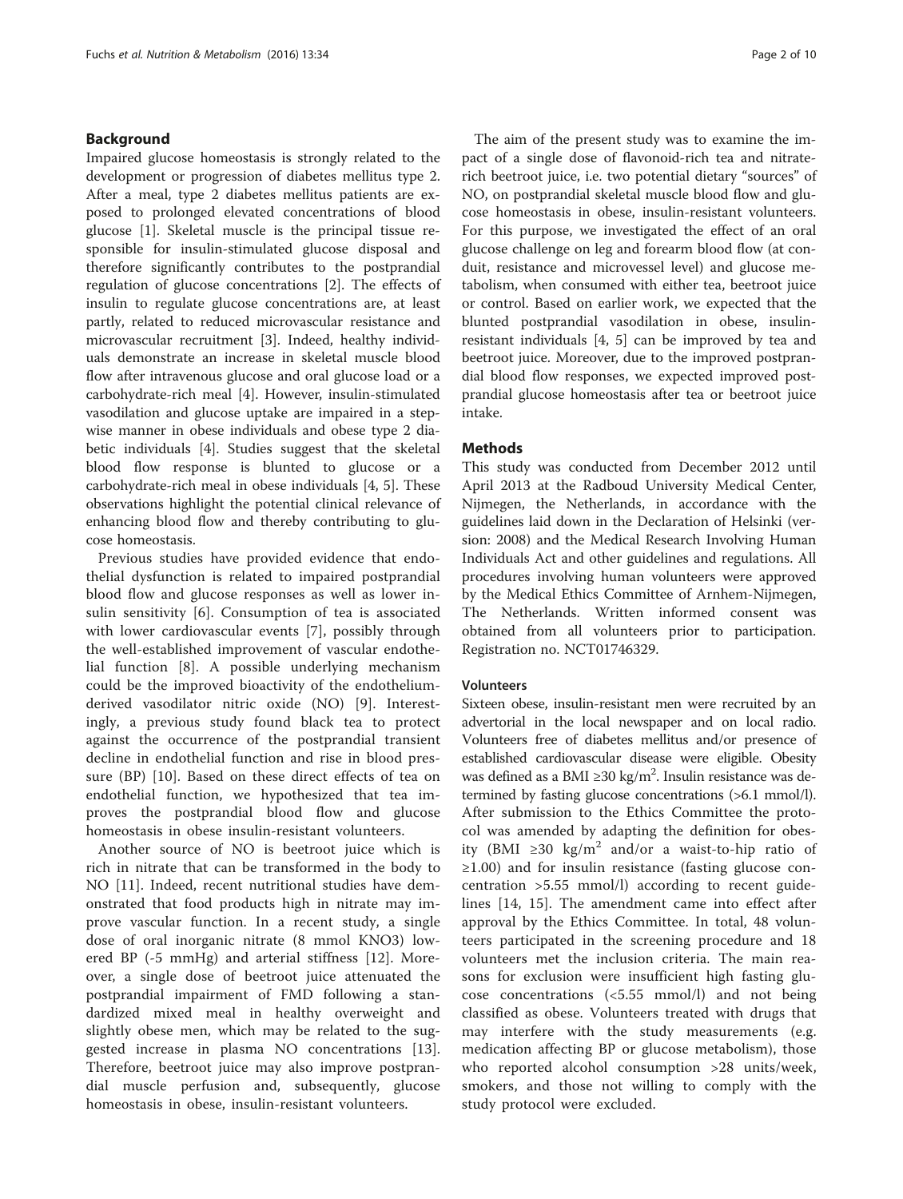## Background

Impaired glucose homeostasis is strongly related to the development or progression of diabetes mellitus type 2. After a meal, type 2 diabetes mellitus patients are exposed to prolonged elevated concentrations of blood glucose [1]. Skeletal muscle is the principal tissue responsible for insulin-stimulated glucose disposal and therefore significantly contributes to the postprandial regulation of glucose concentrations [2]. The effects of insulin to regulate glucose concentrations are, at least partly, related to reduced microvascular resistance and microvascular recruitment [3]. Indeed, healthy individuals demonstrate an increase in skeletal muscle blood flow after intravenous glucose and oral glucose load or a carbohydrate-rich meal [4]. However, insulin-stimulated vasodilation and glucose uptake are impaired in a stepwise manner in obese individuals and obese type 2 diabetic individuals [4]. Studies suggest that the skeletal blood flow response is blunted to glucose or a carbohydrate-rich meal in obese individuals [4, 5]. These observations highlight the potential clinical relevance of enhancing blood flow and thereby contributing to glucose homeostasis.

Previous studies have provided evidence that endothelial dysfunction is related to impaired postprandial blood flow and glucose responses as well as lower insulin sensitivity [6]. Consumption of tea is associated with lower cardiovascular events [7], possibly through the well-established improvement of vascular endothelial function [8]. A possible underlying mechanism could be the improved bioactivity of the endothelium-derived vasodilator nitric oxide (NO) [9]. Interestingly, a previous study found black tea to protect against the occurrence of the postprandial transient decline in endothelial function and rise in blood pressure (BP) [10]. Based on these direct effects of tea on endothelial function, we hypothesized that tea improves the postprandial blood flow and glucose homeostasis in obese insulin-resistant volunteers.

Another source of NO is beetroot juice which is rich in nitrate that can be transformed in the body to NO [11]. Indeed, recent nutritional studies have demonstrated that food products high in nitrate may improve vascular function. In a recent study, a single dose of oral inorganic nitrate (8 mmol $KNO_3$) lowered BP (-5 mmHg) and arterial stiffness [12]. Moreover, a single dose of beetroot juice attenuated the postprandial impairment of FMD following a standardized mixed meal in healthy overweight and slightly obese men, which may be related to the suggested increase in plasma NO concentrations [13]. Therefore, beetroot juice may also improve postprandial muscle perfusion and, subsequently, glucose homeostasis in obese, insulin-resistant volunteers.

The aim of the present study was to examine the impact of a single dose of flavonoid-rich tea and nitrate-rich beetroot juice, i.e. two potential dietary "sources" of NO, on postprandial skeletal muscle blood flow and glucose homeostasis in obese, insulin-resistant volunteers. For this purpose, we investigated the effect of an oral glucose challenge on leg and forearm blood flow (at conduit, resistance and microvessel level) and glucose metabolism, when consumed with either tea, beetroot juice or control. Based on earlier work, we expected that the blunted postprandial vasodilation in obese, insulin-resistant individuals [4, 5] can be improved by tea and beetroot juice. Moreover, due to the improved postprandial blood flow responses, we expected improved postprandial glucose homeostasis after tea or beetroot juice intake.

## Methods

This study was conducted from December 2012 until April 2013 at the Radboud University Medical Center, Nijmegen, the Netherlands, in accordance with the guidelines laid down in the Declaration of Helsinki (version: 2008) and the Medical Research Involving Human Individuals Act and other guidelines and regulations. All procedures involving human volunteers were approved by the Medical Ethics Committee of Arnhem-Nijmegen, The Netherlands. Written informed consent was obtained from all volunteers prior to participation. Registration no. NCT01746329.

### Volunteers

Sixteen obese, insulin-resistant men were recruited by an advertorial in the local newspaper and on local radio. Volunteers free of diabetes mellitus and/or presence of established cardiovascular disease were eligible. Obesity was defined as a BMI ≥30 kg/m$^2$. Insulin resistance was determined by fasting glucose concentrations (>6.1 mmol/l). After submission to the Ethics Committee the protocol was amended by adapting the definition for obesity (BMI ≥30 kg/m$^2$ and/or a waist-to-hip ratio of ≥1.00) and for insulin resistance (fasting glucose concentration >5.55 mmol/l) according to recent guidelines [14, 15]. The amendment came into effect after approval by the Ethics Committee. In total, 48 volunteers participated in the screening procedure and 18 volunteers met the inclusion criteria. The main reasons for exclusion were insufficient high fasting glucose concentrations (<5.55 mmol/l) and not being classified as obese. Volunteers treated with drugs that may interfere with the study measurements (e.g. medication affecting BP or glucose metabolism), those who reported alcohol consumption >28 units/week, smokers, and those not willing to comply with the study protocol were excluded.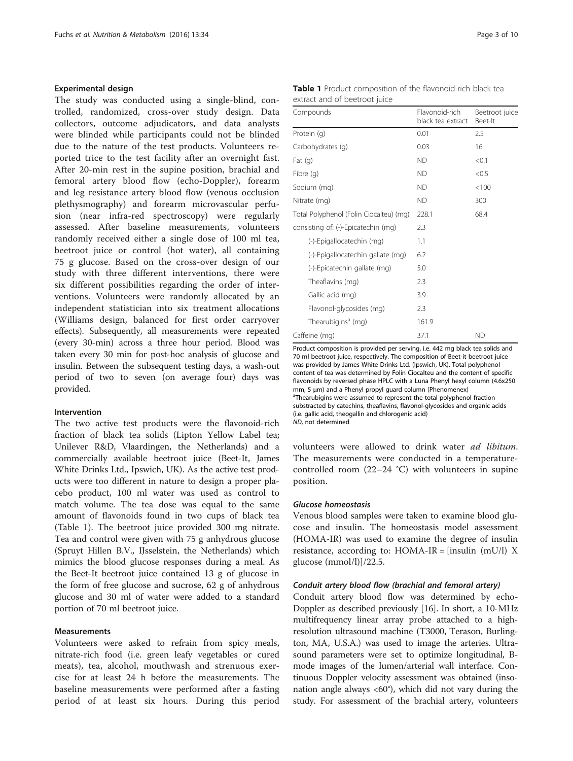### Experimental design

The study was conducted using a single-blind, controlled, randomized, cross-over study design. Data collectors, outcome adjudicators, and data analysts were blinded while participants could not be blinded due to the nature of the test products. Volunteers reported trice to the test facility after an overnight fast. After 20-min rest in the supine position, brachial and femoral artery blood flow (echo-Doppler), forearm and leg resistance artery blood flow (venous occlusion plethysmography) and forearm microvascular perfusion (near infra-red spectroscopy) were regularly assessed. After baseline measurements, volunteers randomly received either a single dose of 100 ml tea, beetroot juice or control (hot water), all containing 75 g glucose. Based on the cross-over design of our study with three different interventions, there were six different possibilities regarding the order of interventions. Volunteers were randomly allocated by an independent statistician into six treatment allocations (Williams design, balanced for first order carryover effects). Subsequently, all measurements were repeated (every 30-min) across a three hour period. Blood was taken every 30 min for post-hoc analysis of glucose and insulin. Between the subsequent testing days, a wash-out period of two to seven (on average four) days was provided.

### Intervention

The two active test products were the flavonoid-rich fraction of black tea solids (Lipton Yellow Label tea; Unilever R&D, Vlaardingen, the Netherlands) and a commercially available beetroot juice (Beet-It, James White Drinks Ltd., Ipswich, UK). As the active test products were too different in nature to design a proper placebo product, 100 ml water was used as control to match volume. The tea dose was equal to the same amount of flavonoids found in two cups of black tea (Table 1). The beetroot juice provided 300 mg nitrate. Tea and control were given with 75 g anhydrous glucose (Spruyt Hillen B.V., IJsselstein, the Netherlands) which mimics the blood glucose responses during a meal. As the Beet-It beetroot juice contained 13 g of glucose in the form of free glucose and sucrose, 62 g of anhydrous glucose and 30 ml of water were added to a standard portion of 70 ml beetroot juice.

**Table 1** Product composition of the flavonoid-rich black tea extract and of beetroot juice

| Compounds | Flavonoid-rich black tea extract | Beetroot juice Beet-It |
|---|---|---|
| Protein (g) | 0.01 | 2.5 |
| Carbohydrates (g) | 0.03 | 16 |
| Fat (g) | ND | <0.1 |
| Fibre (g) | ND | <0.5 |
| Sodium (mg) | ND | <100 |
| Nitrate (mg) | ND | 300 |
| Total Polyphenol (Folin Ciocalteu) (mg) | 228.1 | 68.4 |
| consisting of: (-)-Epicatechin (mg) | 2.3 | |
| (-)-Epigallocatechin (mg) | 1.1 | |
| (-)-Epigallocatechin gallate (mg) | 6.2 | |
| (-)-Epicatechin gallate (mg) | 5.0 | |
| Theaflavins (mg) | 2.3 | |
| Gallic acid (mg) | 3.9 | |
| Flavonol-glycosides (mg) | 2.3 | |
| Thearubigins[a] (mg) | 161.9 | |
| Caffeine (mg) | 37.1 | ND |

Product composition is provided per serving, i.e. 442 mg black tea solids and 70 ml beetroot juice, respectively. The composition of Beet-it beetroot juice was provided by James White Drinks Ltd. (Ipswich, UK). Total polyphenol content of tea was determined by Folin Ciocalteu and the content of specific flavonoids by reversed phase HPLC with a Luna Phenyl hexyl column (4.6x250 mm, 5 μm) and a Phenyl propyl guard column (Phenomenex)

[a]Thearubigins were assumed to represent the total polyphenol fraction substracted by catechins, theaflavins, flavonol-glycosides and organic acids (i.e. gallic acid, theogallin and chlorogenic acid)

*ND*, not determined

### Measurements

Volunteers were asked to refrain from spicy meals, nitrate-rich food (i.e. green leafy vegetables or cured meats), tea, alcohol, mouthwash and strenuous exercise for at least 24 h before the measurements. The baseline measurements were performed after a fasting period of at least six hours. During this period volunteers were allowed to drink water *ad libitum*. The measurements were conducted in a temperature-controlled room (22–24 °C) with volunteers in supine position.

#### *Glucose homeostasis*

Venous blood samples were taken to examine blood glucose and insulin. The homeostasis model assessment (HOMA-IR) was used to examine the degree of insulin resistance, according to: HOMA-IR = [insulin (mU/l) X glucose (mmol/l)]/22.5.

#### *Conduit artery blood flow (brachial and femoral artery)*

Conduit artery blood flow was determined by echo-Doppler as described previously [16]. In short, a 10-MHz multifrequency linear array probe attached to a high-resolution ultrasound machine (T3000, Terason, Burlington, MA, U.S.A.) was used to image the arteries. Ultrasound parameters were set to optimize longitudinal, B-mode images of the lumen/arterial wall interface. Continuous Doppler velocity assessment was obtained (insonation angle always <60°), which did not vary during the study. For assessment of the brachial artery, volunteers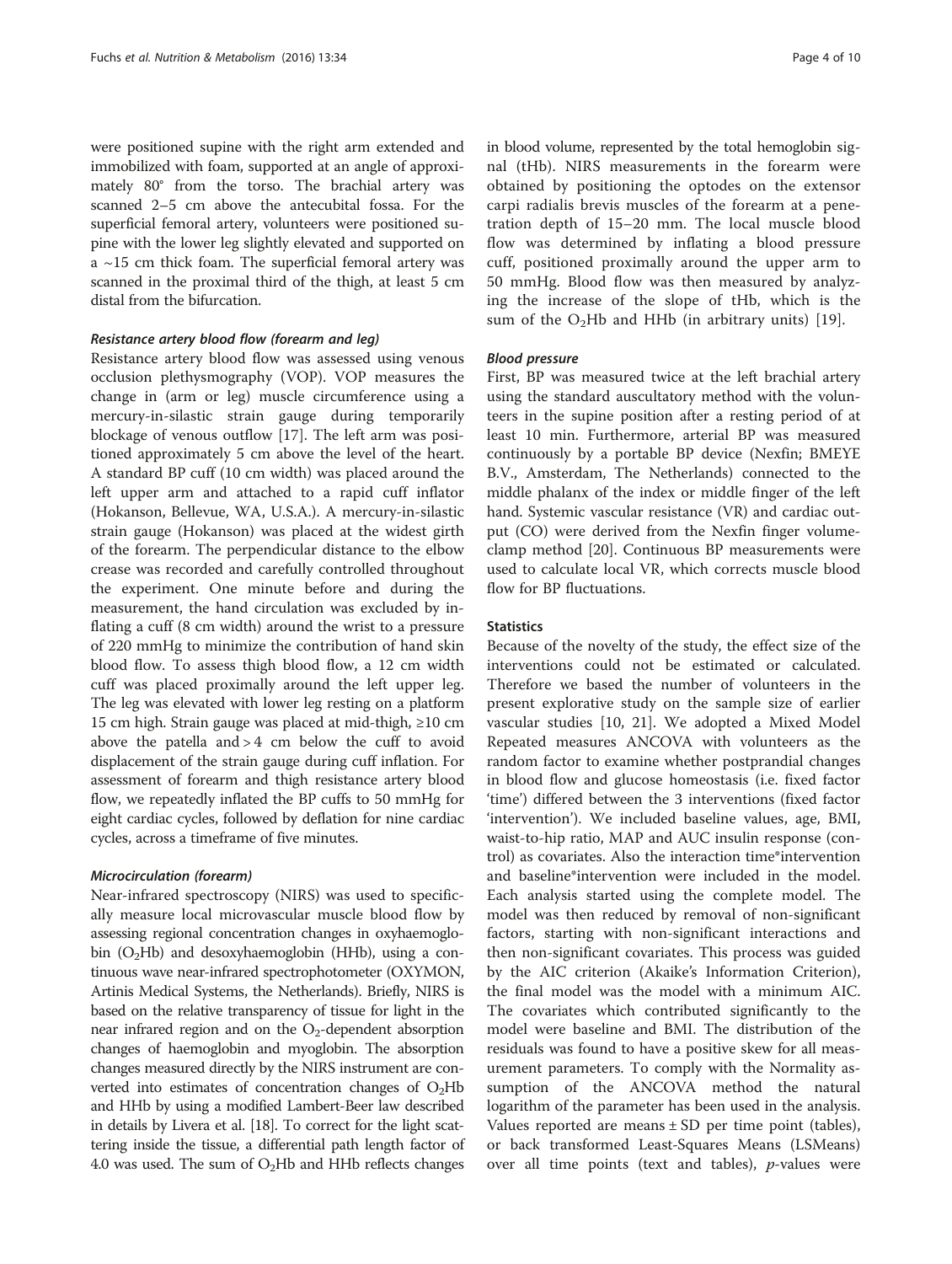were positioned supine with the right arm extended and immobilized with foam, supported at an angle of approximately 80° from the torso. The brachial artery was scanned 2–5 cm above the antecubital fossa. For the superficial femoral artery, volunteers were positioned supine with the lower leg slightly elevated and supported on a ~15 cm thick foam. The superficial femoral artery was scanned in the proximal third of the thigh, at least 5 cm distal from the bifurcation.

#### *Resistance artery blood flow (forearm and leg)*

Resistance artery blood flow was assessed using venous occlusion plethysmography (VOP). VOP measures the change in (arm or leg) muscle circumference using a mercury-in-silastic strain gauge during temporarily blockage of venous outflow [17]. The left arm was positioned approximately 5 cm above the level of the heart. A standard BP cuff (10 cm width) was placed around the left upper arm and attached to a rapid cuff inflator (Hokanson, Bellevue, WA, U.S.A.). A mercury-in-silastic strain gauge (Hokanson) was placed at the widest girth of the forearm. The perpendicular distance to the elbow crease was recorded and carefully controlled throughout the experiment. One minute before and during the measurement, the hand circulation was excluded by inflating a cuff (8 cm width) around the wrist to a pressure of 220 mmHg to minimize the contribution of hand skin blood flow. To assess thigh blood flow, a 12 cm width cuff was placed proximally around the left upper leg. The leg was elevated with lower leg resting on a platform 15 cm high. Strain gauge was placed at mid-thigh, ≥10 cm above the patella and > 4 cm below the cuff to avoid displacement of the strain gauge during cuff inflation. For assessment of forearm and thigh resistance artery blood flow, we repeatedly inflated the BP cuffs to 50 mmHg for eight cardiac cycles, followed by deflation for nine cardiac cycles, across a timeframe of five minutes.

#### *Microcirculation (forearm)*

Near-infrared spectroscopy (NIRS) was used to specifically measure local microvascular muscle blood flow by assessing regional concentration changes in oxyhaemoglobin ($O_2Hb$) and desoxyhaemoglobin (HHb), using a continuous wave near-infrared spectrophotometer (OXYMON, Artinis Medical Systems, the Netherlands). Briefly, NIRS is based on the relative transparency of tissue for light in the near infrared region and on the $O_2$-dependent absorption changes of haemoglobin and myoglobin. The absorption changes measured directly by the NIRS instrument are converted into estimates of concentration changes of $O_2Hb$ and HHb by using a modified Lambert-Beer law described in details by Livera et al. [18]. To correct for the light scattering inside the tissue, a differential path length factor of 4.0 was used. The sum of $O_2Hb$ and HHb reflects changes in blood volume, represented by the total hemoglobin signal (tHb). NIRS measurements in the forearm were obtained by positioning the optodes on the extensor carpi radialis brevis muscles of the forearm at a penetration depth of 15–20 mm. The local muscle blood flow was determined by inflating a blood pressure cuff, positioned proximally around the upper arm to 50 mmHg. Blood flow was then measured by analyzing the increase of the slope of tHb, which is the sum of the $O_2Hb$ and HHb (in arbitrary units) [19].

#### *Blood pressure*

First, BP was measured twice at the left brachial artery using the standard auscultatory method with the volunteers in the supine position after a resting period of at least 10 min. Furthermore, arterial BP was measured continuously by a portable BP device (Nexfin; BMEYE B.V., Amsterdam, The Netherlands) connected to the middle phalanx of the index or middle finger of the left hand. Systemic vascular resistance (VR) and cardiac output (CO) were derived from the Nexfin finger volume-clamp method [20]. Continuous BP measurements were used to calculate local VR, which corrects muscle blood flow for BP fluctuations.

### Statistics

Because of the novelty of the study, the effect size of the interventions could not be estimated or calculated. Therefore we based the number of volunteers in the present explorative study on the sample size of earlier vascular studies [10, 21]. We adopted a Mixed Model Repeated measures ANCOVA with volunteers as the random factor to examine whether postprandial changes in blood flow and glucose homeostasis (i.e. fixed factor 'time') differed between the 3 interventions (fixed factor 'intervention'). We included baseline values, age, BMI, waist-to-hip ratio, MAP and AUC insulin response (control) as covariates. Also the interaction time*intervention and baseline*intervention were included in the model. Each analysis started using the complete model. The model was then reduced by removal of non-significant factors, starting with non-significant interactions and then non-significant covariates. This process was guided by the AIC criterion (Akaike's Information Criterion), the final model was the model with a minimum AIC. The covariates which contributed significantly to the model were baseline and BMI. The distribution of the residuals was found to have a positive skew for all measurement parameters. To comply with the Normality assumption of the ANCOVA method the natural logarithm of the parameter has been used in the analysis. Values reported are means ± SD per time point (tables), or back transformed Least-Squares Means (LSMeans) over all time points (text and tables), *p*-values were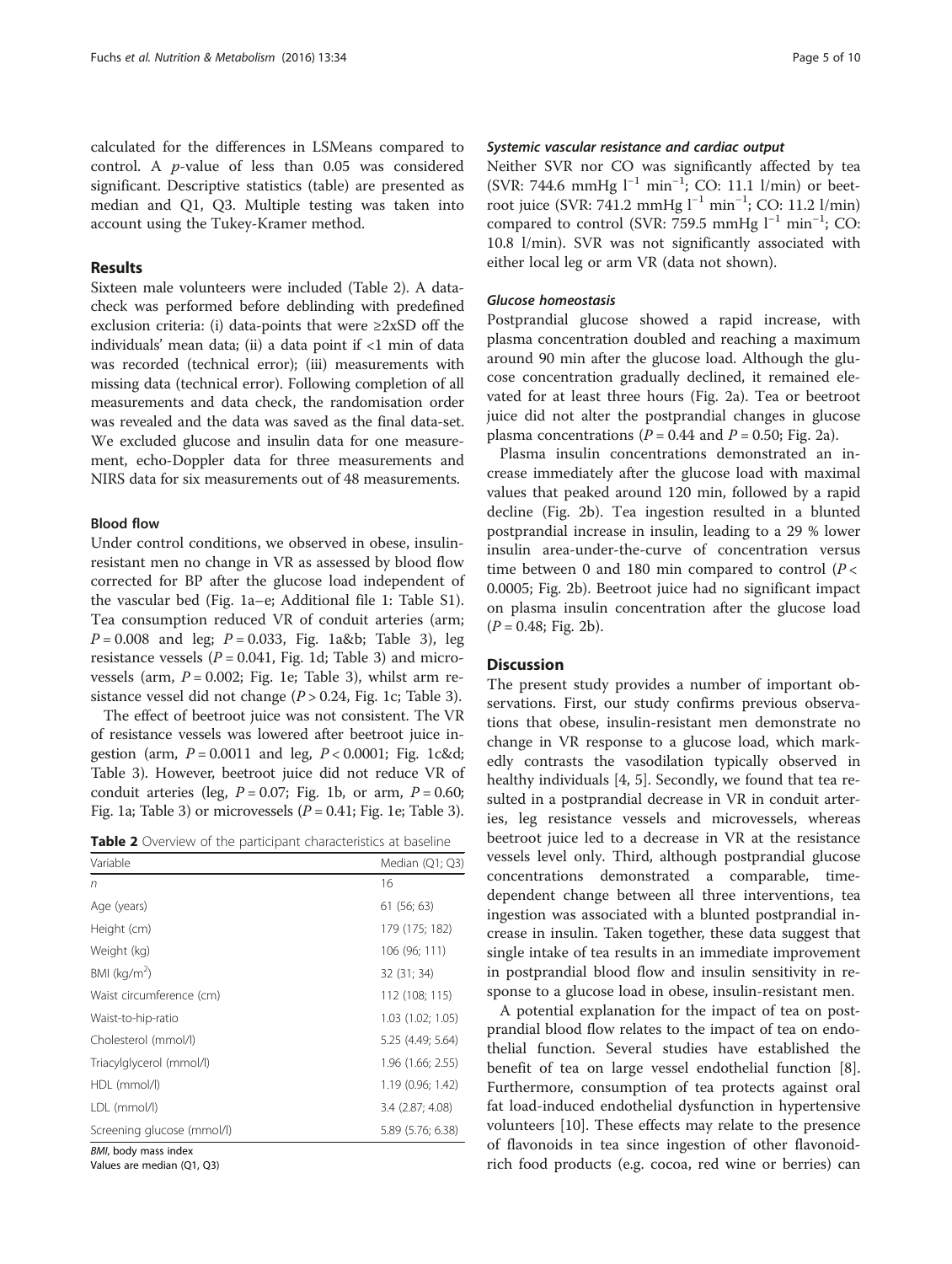calculated for the differences in LSMeans compared to control. A *p*-value of less than 0.05 was considered significant. Descriptive statistics (table) are presented as median and Q1, Q3. Multiple testing was taken into account using the Tukey-Kramer method.

## Results

Sixteen male volunteers were included (Table 2). A data-check was performed before deblinding with predefined exclusion criteria: (i) data-points that were ≥2xSD off the individuals' mean data; (ii) a data point if <1 min of data was recorded (technical error); (iii) measurements with missing data (technical error). Following completion of all measurements and data check, the randomisation order was revealed and the data was saved as the final data-set. We excluded glucose and insulin data for one measurement, echo-Doppler data for three measurements and NIRS data for six measurements out of 48 measurements.

### Blood flow

Under control conditions, we observed in obese, insulin-resistant men no change in VR as assessed by blood flow corrected for BP after the glucose load independent of the vascular bed (Fig. 1a–e; Additional file 1: Table S1). Tea consumption reduced VR of conduit arteries (arm; $P = 0.008$ and leg; $P = 0.033$, Fig. 1a&b; Table 3), leg resistance vessels ($P = 0.041$, Fig. 1d; Table 3) and microvessels (arm, $P = 0.002$; Fig. 1e; Table 3), whilst arm resistance vessel did not change ($P > 0.24$, Fig. 1c; Table 3).

The effect of beetroot juice was not consistent. The VR of resistance vessels was lowered after beetroot juice ingestion (arm, $P = 0.0011$ and leg, $P < 0.0001$; Fig. 1c&d; Table 3). However, beetroot juice did not reduce VR of conduit arteries (leg, $P = 0.07$; Fig. 1b, or arm, $P = 0.60$; Fig. 1a; Table 3) or microvessels ($P = 0.41$; Fig. 1e; Table 3).

**Table 2** Overview of the participant characteristics at baseline

| Variable | Median (Q1; Q3) |
|---|---|
| *n* | 16 |
| Age (years) | 61 (56; 63) |
| Height (cm) | 179 (175; 182) |
| Weight (kg) | 106 (96; 111) |
| BMI (kg/m$^2$) | 32 (31; 34) |
| Waist circumference (cm) | 112 (108; 115) |
| Waist-to-hip-ratio | 1.03 (1.02; 1.05) |
| Cholesterol (mmol/l) | 5.25 (4.49; 5.64) |
| Triacylglycerol (mmol/l) | 1.96 (1.66; 2.55) |
| HDL (mmol/l) | 1.19 (0.96; 1.42) |
| LDL (mmol/l) | 3.4 (2.87; 4.08) |
| Screening glucose (mmol/l) | 5.89 (5.76; 6.38) |

*BMI*, body mass index
Values are median (Q1, Q3)

### *Systemic vascular resistance and cardiac output*

Neither SVR nor CO was significantly affected by tea (SVR: 744.6 mmHg $l^{-1}$ $min^{-1}$; CO: 11.1 l/min) or beetroot juice (SVR: 741.2 mmHg $l^{-1}$ $min^{-1}$; CO: 11.2 l/min) compared to control (SVR: 759.5 mmHg $l^{-1}$ $min^{-1}$; CO: 10.8 l/min). SVR was not significantly associated with either local leg or arm VR (data not shown).

### *Glucose homeostasis*

Postprandial glucose showed a rapid increase, with plasma concentration doubled and reaching a maximum around 90 min after the glucose load. Although the glucose concentration gradually declined, it remained elevated for at least three hours (Fig. 2a). Tea or beetroot juice did not alter the postprandial changes in glucose plasma concentrations ($P = 0.44$ and $P = 0.50$; Fig. 2a).

Plasma insulin concentrations demonstrated an increase immediately after the glucose load with maximal values that peaked around 120 min, followed by a rapid decline (Fig. 2b). Tea ingestion resulted in a blunted postprandial increase in insulin, leading to a 29 % lower insulin area-under-the-curve of concentration versus time between 0 and 180 min compared to control ($P <$ 0.0005; Fig. 2b). Beetroot juice had no significant impact on plasma insulin concentration after the glucose load ($P = 0.48$; Fig. 2b).

## Discussion

The present study provides a number of important observations. First, our study confirms previous observations that obese, insulin-resistant men demonstrate no change in VR response to a glucose load, which markedly contrasts the vasodilation typically observed in healthy individuals [4, 5]. Secondly, we found that tea resulted in a postprandial decrease in VR in conduit arteries, leg resistance vessels and microvessels, whereas beetroot juice led to a decrease in VR at the resistance vessels level only. Third, although postprandial glucose concentrations demonstrated a comparable, time-dependent change between all three interventions, tea ingestion was associated with a blunted postprandial increase in insulin. Taken together, these data suggest that single intake of tea results in an immediate improvement in postprandial blood flow and insulin sensitivity in response to a glucose load in obese, insulin-resistant men.

A potential explanation for the impact of tea on postprandial blood flow relates to the impact of tea on endothelial function. Several studies have established the benefit of tea on large vessel endothelial function [8]. Furthermore, consumption of tea protects against oral fat load-induced endothelial dysfunction in hypertensive volunteers [10]. These effects may relate to the presence of flavonoids in tea since ingestion of other flavonoid-rich food products (e.g. cocoa, red wine or berries) can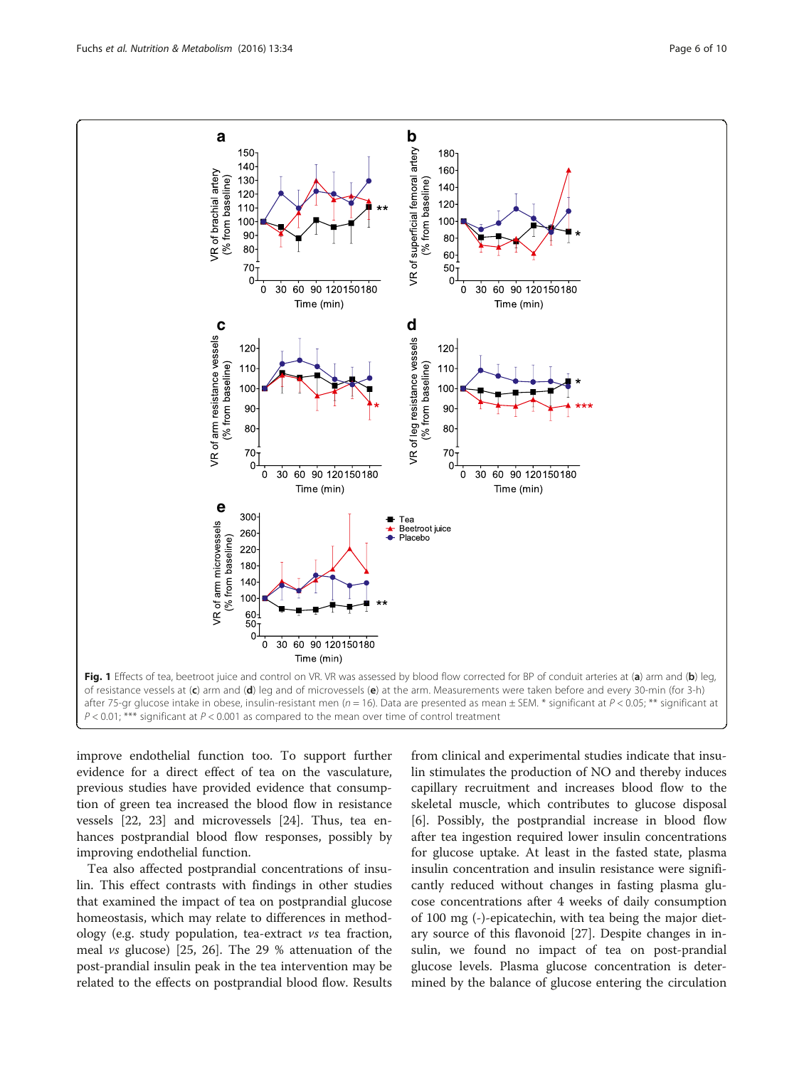**Fig. 1** Effects of tea, beetroot juice and control on VR. VR was assessed by blood flow corrected for BP of conduit arteries at (**a**) arm and (**b**) leg, of resistance vessels at (**c**) arm and (**d**) leg and of microvessels (**e**) at the arm. Measurements were taken before and every 30-min (for 3-h) after 75-gr glucose intake in obese, insulin-resistant men ($n = 16$). Data are presented as mean ± SEM. * significant at $P < 0.05$; ** significant at $P < 0.01$; *** significant at $P < 0.001$ as compared to the mean over time of control treatment

improve endothelial function too. To support further evidence for a direct effect of tea on the vasculature, previous studies have provided evidence that consumption of green tea increased the blood flow in resistance vessels [22, 23] and microvessels [24]. Thus, tea enhances postprandial blood flow responses, possibly by improving endothelial function.

Tea also affected postprandial concentrations of insulin. This effect contrasts with findings in other studies that examined the impact of tea on postprandial glucose homeostasis, which may relate to differences in methodology (e.g. study population, tea-extract *vs* tea fraction, meal *vs* glucose) [25, 26]. The 29 % attenuation of the post-prandial insulin peak in the tea intervention may be related to the effects on postprandial blood flow. Results from clinical and experimental studies indicate that insulin stimulates the production of NO and thereby induces capillary recruitment and increases blood flow to the skeletal muscle, which contributes to glucose disposal [6]. Possibly, the postprandial increase in blood flow after tea ingestion required lower insulin concentrations for glucose uptake. At least in the fasted state, plasma insulin concentration and insulin resistance were significantly reduced without changes in fasting plasma glucose concentrations after 4 weeks of daily consumption of 100 mg (-)-epicatechin, with tea being the major dietary source of this flavonoid [27]. Despite changes in insulin, we found no impact of tea on post-prandial glucose levels. Plasma glucose concentration is determined by the balance of glucose entering the circulation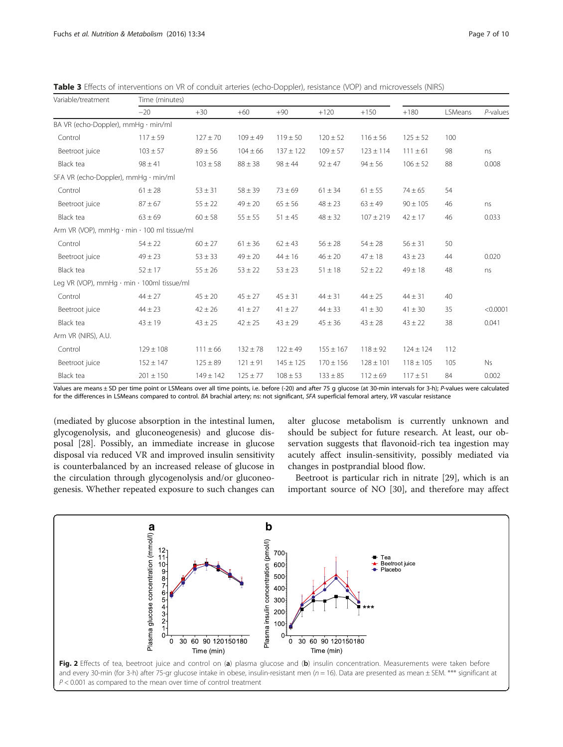**Table 3** Effects of interventions on VR of conduit arteries (echo-Doppler), resistance (VOP) and microvessels (NIRS)

| Variable/treatment | Time (minutes) | | | | | | | | |
|---|---|---|---|---|---|---|---|---|---|
| | −20 | +30 | +60 | +90 | +120 | +150 | +180 | LSMeans | *P*-values |
| BA VR (echo-Doppler), mmHg · min/ml | | | | | | | | | |
| Control | 117 ± 59 | 127 ± 70 | 109 ± 49 | 119 ± 50 | 120 ± 52 | 116 ± 56 | 125 ± 52 | 100 | |
| Beetroot juice | 103 ± 57 | 89 ± 56 | 104 ± 66 | 137 ± 122 | 109 ± 57 | 123 ± 114 | 111 ± 61 | 98 | ns |
| Black tea | 98 ± 41 | 103 ± 58 | 88 ± 38 | 98 ± 44 | 92 ± 47 | 94 ± 56 | 106 ± 52 | 88 | 0.008 |
| SFA VR (echo-Doppler), mmHg · min/ml | | | | | | | | | |
| Control | 61 ± 28 | 53 ± 31 | 58 ± 39 | 73 ± 69 | 61 ± 34 | 61 ± 55 | 74 ± 65 | 54 | |
| Beetroot juice | 87 ± 67 | 55 ± 22 | 49 ± 20 | 65 ± 56 | 48 ± 23 | 63 ± 49 | 90 ± 105 | 46 | ns |
| Black tea | 63 ± 69 | 60 ± 58 | 55 ± 55 | 51 ± 45 | 48 ± 32 | 107 ± 219 | 42 ± 17 | 46 | 0.033 |
| Arm VR (VOP), mmHg · min · 100 ml tissue/ml | | | | | | | | | |
| Control | 54 ± 22 | 60 ± 27 | 61 ± 36 | 62 ± 43 | 56 ± 28 | 54 ± 28 | 56 ± 31 | 50 | |
| Beetroot juice | 49 ± 23 | 53 ± 33 | 49 ± 20 | 44 ± 16 | 46 ± 20 | 47 ± 18 | 43 ± 23 | 44 | 0.020 |
| Black tea | 52 ± 17 | 55 ± 26 | 53 ± 22 | 53 ± 23 | 51 ± 18 | 52 ± 22 | 49 ± 18 | 48 | ns |
| Leg VR (VOP), mmHg · min · 100ml tissue/ml | | | | | | | | | |
| Control | 44 ± 27 | 45 ± 20 | 45 ± 27 | 45 ± 31 | 44 ± 31 | 44 ± 25 | 44 ± 31 | 40 | |
| Beetroot juice | 44 ± 23 | 42 ± 26 | 41 ± 27 | 41 ± 27 | 44 ± 33 | 41 ± 30 | 41 ± 30 | 35 | <0.0001 |
| Black tea | 43 ± 19 | 43 ± 25 | 42 ± 25 | 43 ± 29 | 45 ± 36 | 43 ± 28 | 43 ± 22 | 38 | 0.041 |
| Arm VR (NIRS), A.U. | | | | | | | | | |
| Control | 129 ± 108 | 111 ± 66 | 132 ± 78 | 122 ± 49 | 155 ± 167 | 118 ± 92 | 124 ± 124 | 112 | |
| Beetroot juice | 152 ± 147 | 125 ± 89 | 121 ± 91 | 145 ± 125 | 170 ± 156 | 128 ± 101 | 118 ± 105 | 105 | Ns |
| Black tea | 201 ± 150 | 149 ± 142 | 125 ± 77 | 108 ± 53 | 133 ± 85 | 112 ± 69 | 117 ± 51 | 84 | 0.002 |

Values are means ± SD per time point or LSMeans over all time points, i.e. before (-20) and after 75 g glucose (at 30-min intervals for 3-h); *P*-values were calculated for the differences in LSMeans compared to control. *BA* brachial artery; ns: not significant, *SFA* superficial femoral artery, *VR* vascular resistance

(mediated by glucose absorption in the intestinal lumen, glycogenolysis, and gluconeogenesis) and glucose disposal [28]. Possibly, an immediate increase in glucose disposal via reduced VR and improved insulin sensitivity is counterbalanced by an increased release of glucose in the circulation through glycogenolysis and/or gluconeogenesis. Whether repeated exposure to such changes can alter glucose metabolism is currently unknown and should be subject for future research. At least, our observation suggests that flavonoid-rich tea ingestion may acutely affect insulin-sensitivity, possibly mediated via changes in postprandial blood flow.

Beetroot is particular rich in nitrate [29], which is an important source of NO [30], and therefore may affect

**Fig. 2** Effects of tea, beetroot juice and control on (**a**) plasma glucose and (**b**) insulin concentration. Measurements were taken before and every 30-min (for 3-h) after 75-gr glucose intake in obese, insulin-resistant men ($n = 16$). Data are presented as mean ± SEM. *** significant at $P < 0.001$ as compared to the mean over time of control treatment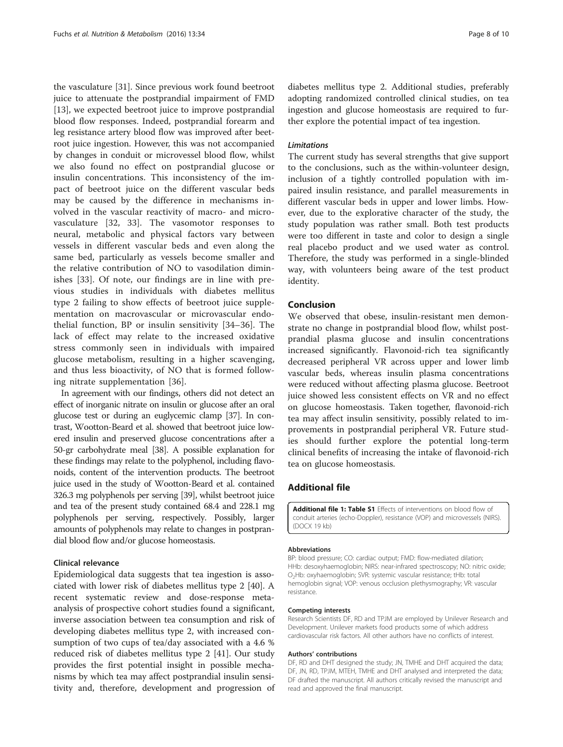the vasculature [31]. Since previous work found beetroot juice to attenuate the postprandial impairment of FMD [13], we expected beetroot juice to improve postprandial blood flow responses. Indeed, postprandial forearm and leg resistance artery blood flow was improved after beetroot juice ingestion. However, this was not accompanied by changes in conduit or microvessel blood flow, whilst we also found no effect on postprandial glucose or insulin concentrations. This inconsistency of the impact of beetroot juice on the different vascular beds may be caused by the difference in mechanisms involved in the vascular reactivity of macro- and microvasculature [32, 33]. The vasomotor responses to neural, metabolic and physical factors vary between vessels in different vascular beds and even along the same bed, particularly as vessels become smaller and the relative contribution of NO to vasodilation diminishes [33]. Of note, our findings are in line with previous studies in individuals with diabetes mellitus type 2 failing to show effects of beetroot juice supplementation on macrovascular or microvascular endothelial function, BP or insulin sensitivity [34–36]. The lack of effect may relate to the increased oxidative stress commonly seen in individuals with impaired glucose metabolism, resulting in a higher scavenging, and thus less bioactivity, of NO that is formed following nitrate supplementation [36].

In agreement with our findings, others did not detect an effect of inorganic nitrate on insulin or glucose after an oral glucose test or during an euglycemic clamp [37]. In contrast, Wootton-Beard et al. showed that beetroot juice lowered insulin and preserved glucose concentrations after a 50-gr carbohydrate meal [38]. A possible explanation for these findings may relate to the polyphenol, including flavonoids, content of the intervention products. The beetroot juice used in the study of Wootton-Beard et al. contained 326.3 mg polyphenols per serving [39], whilst beetroot juice and tea of the present study contained 68.4 and 228.1 mg polyphenols per serving, respectively. Possibly, larger amounts of polyphenols may relate to changes in postprandial blood flow and/or glucose homeostasis.

### Clinical relevance

Epidemiological data suggests that tea ingestion is associated with lower risk of diabetes mellitus type 2 [40]. A recent systematic review and dose-response meta-analysis of prospective cohort studies found a significant, inverse association between tea consumption and risk of developing diabetes mellitus type 2, with increased consumption of two cups of tea/day associated with a 4.6 % reduced risk of diabetes mellitus type 2 [41]. Our study provides the first potential insight in possible mechanisms by which tea may affect postprandial insulin sensitivity and, therefore, development and progression of diabetes mellitus type 2. Additional studies, preferably adopting randomized controlled clinical studies, on tea ingestion and glucose homeostasis are required to further explore the potential impact of tea ingestion.

### *Limitations*

The current study has several strengths that give support to the conclusions, such as the within-volunteer design, inclusion of a tightly controlled population with impaired insulin resistance, and parallel measurements in different vascular beds in upper and lower limbs. However, due to the explorative character of the study, the study population was rather small. Both test products were too different in taste and color to design a single real placebo product and we used water as control. Therefore, the study was performed in a single-blinded way, with volunteers being aware of the test product identity.

## Conclusion

We observed that obese, insulin-resistant men demonstrate no change in postprandial blood flow, whilst postprandial plasma glucose and insulin concentrations increased significantly. Flavonoid-rich tea significantly decreased peripheral VR across upper and lower limb vascular beds, whereas insulin plasma concentrations were reduced without affecting plasma glucose. Beetroot juice showed less consistent effects on VR and no effect on glucose homeostasis. Taken together, flavonoid-rich tea may affect insulin sensitivity, possibly related to improvements in postprandial peripheral VR. Future studies should further explore the potential long-term clinical benefits of increasing the intake of flavonoid-rich tea on glucose homeostasis.

## Additional file

**Additional file 1: Table S1** Effects of interventions on blood flow of conduit arteries (echo-Doppler), resistance (VOP) and microvessels (NIRS). (DOCX 19 kb)

#### Abbreviations

BP: blood pressure; CO: cardiac output; FMD: flow-mediated dilation; HHb: desoxyhaemoglobin; NIRS: near-infrared spectroscopy; NO: nitric oxide; $O_2$Hb: oxyhaemoglobin; SVR: systemic vascular resistance; tHb: total hemoglobin signal; VOP: venous occlusion plethysmography; VR: vascular resistance.

#### Competing interests

Research Scientists DF, RD and TPJM are employed by Unilever Research and Development. Unilever markets food products some of which address cardiovascular risk factors. All other authors have no conflicts of interest.

#### Authors' contributions

DF, RD and DHT designed the study; JN, TMHE and DHT acquired the data; DF, JN, RD, TPJM, MTEH, TMHE and DHT analysed and interpreted the data; DF drafted the manuscript. All authors critically revised the manuscript and read and approved the final manuscript.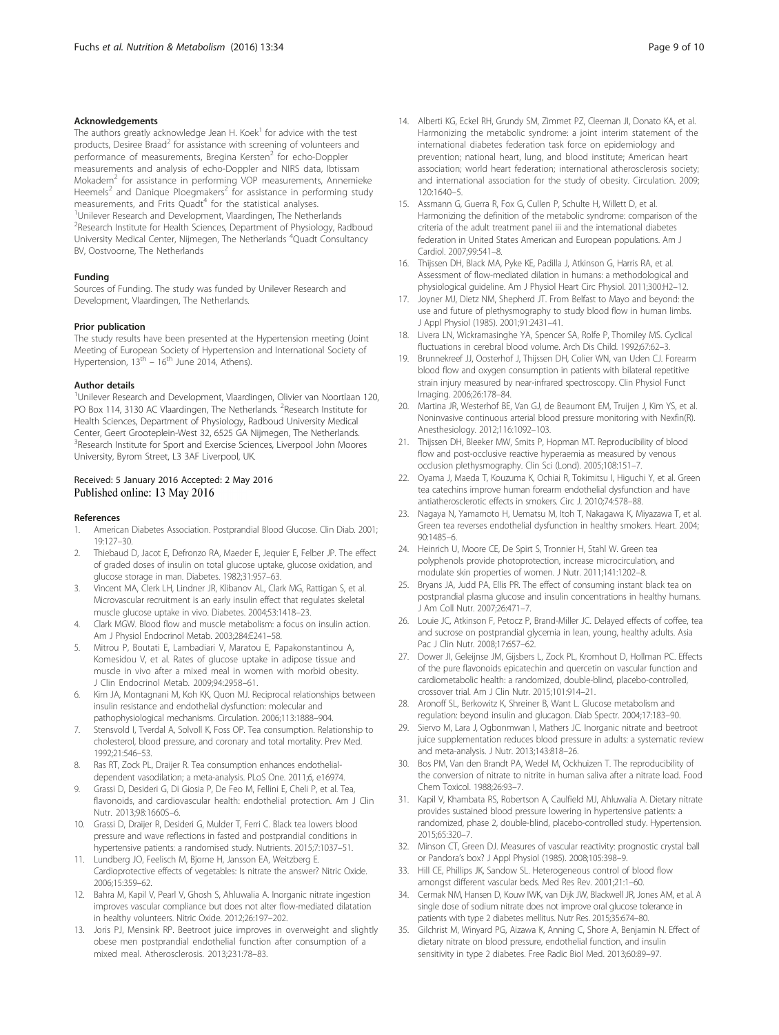### Acknowledgements

The authors greatly acknowledge Jean H. Koek[1] for advice with the test products, Desiree Braad[2] for assistance with screening of volunteers and performance of measurements, Bregina Kersten[2] for echo-Doppler measurements and analysis of echo-Doppler and NIRS data, Ibtissam Mokadem[2] for assistance in performing VOP measurements, Annemieke Heemels[2] and Danique Ploegmakers[2] for assistance in performing study measurements, and Frits Quadt[4] for the statistical analyses.
[1]Unilever Research and Development, Vlaardingen, The Netherlands
[2]Research Institute for Health Sciences, Department of Physiology, Radboud University Medical Center, Nijmegen, The Netherlands [4]Quadt Consultancy BV, Oostvoorne, The Netherlands

### Funding

Sources of Funding. The study was funded by Unilever Research and Development, Vlaardingen, The Netherlands.

### Prior publication

The study results have been presented at the Hypertension meeting (Joint Meeting of European Society of Hypertension and International Society of Hypertension, 13[th] – 16[th] June 2014, Athens).

### Author details

[1]Unilever Research and Development, Vlaardingen, Olivier van Noortlaan 120, PO Box 114, 3130 AC Vlaardingen, The Netherlands. [2]Research Institute for Health Sciences, Department of Physiology, Radboud University Medical Center, Geert Grooteplein-West 32, 6525 GA Nijmegen, The Netherlands. [3]Research Institute for Sport and Exercise Sciences, Liverpool John Moores University, Byrom Street, L3 3AF Liverpool, UK.

Received: 5 January 2016 Accepted: 2 May 2016
Published online: 13 May 2016

### References

1. American Diabetes Association. Postprandial Blood Glucose. Clin Diab. 2001; 19:127–30.
2. Thiebaud D, Jacot E, Defronzo RA, Maeder E, Jequier E, Felber JP. The effect of graded doses of insulin on total glucose uptake, glucose oxidation, and glucose storage in man. Diabetes. 1982;31:957–63.
3. Vincent MA, Clerk LH, Lindner JR, Klibanov AL, Clark MG, Rattigan S, et al. Microvascular recruitment is an early insulin effect that regulates skeletal muscle glucose uptake in vivo. Diabetes. 2004;53:1418–23.
4. Clark MGW. Blood flow and muscle metabolism: a focus on insulin action. Am J Physiol Endocrinol Metab. 2003;284:E241–58.
5. Mitrou P, Boutati E, Lambadiari V, Maratou E, Papakonstantinou A, Komesidou V, et al. Rates of glucose uptake in adipose tissue and muscle in vivo after a mixed meal in women with morbid obesity. J Clin Endocrinol Metab. 2009;94:2958–61.
6. Kim JA, Montagnani M, Koh KK, Quon MJ. Reciprocal relationships between insulin resistance and endothelial dysfunction: molecular and pathophysiological mechanisms. Circulation. 2006;113:1888–904.
7. Stensvold I, Tverdal A, Solvoll K, Foss OP. Tea consumption. Relationship to cholesterol, blood pressure, and coronary and total mortality. Prev Med. 1992;21:546–53.
8. Ras RT, Zock PL, Draijer R. Tea consumption enhances endothelial-dependent vasodilation; a meta-analysis. PLoS One. 2011;6, e16974.
9. Grassi D, Desideri G, Di Giosia P, De Feo M, Fellini E, Cheli P, et al. Tea, flavonoids, and cardiovascular health: endothelial protection. Am J Clin Nutr. 2013;98:1660S–6.
10. Grassi D, Draijer R, Desideri G, Mulder T, Ferri C. Black tea lowers blood pressure and wave reflections in fasted and postprandial conditions in hypertensive patients: a randomised study. Nutrients. 2015;7:1037–51.
11. Lundberg JO, Feelisch M, Bjorne H, Jansson EA, Weitzberg E. Cardioprotective effects of vegetables: Is nitrate the answer? Nitric Oxide. 2006;15:359–62.
12. Bahra M, Kapil V, Pearl V, Ghosh S, Ahluwalia A. Inorganic nitrate ingestion improves vascular compliance but does not alter flow-mediated dilatation in healthy volunteers. Nitric Oxide. 2012;26:197–202.
13. Joris PJ, Mensink RP. Beetroot juice improves in overweight and slightly obese men postprandial endothelial function after consumption of a mixed meal. Atherosclerosis. 2013;231:78–83.
14. Alberti KG, Eckel RH, Grundy SM, Zimmet PZ, Cleeman JI, Donato KA, et al. Harmonizing the metabolic syndrome: a joint interim statement of the international diabetes federation task force on epidemiology and prevention; national heart, lung, and blood institute; American heart association; world heart federation; international atherosclerosis society; and international association for the study of obesity. Circulation. 2009; 120:1640–5.
15. Assmann G, Guerra R, Fox G, Cullen P, Schulte H, Willett D, et al. Harmonizing the definition of the metabolic syndrome: comparison of the criteria of the adult treatment panel iii and the international diabetes federation in United States American and European populations. Am J Cardiol. 2007;99:541–8.
16. Thijssen DH, Black MA, Pyke KE, Padilla J, Atkinson G, Harris RA, et al. Assessment of flow-mediated dilation in humans: a methodological and physiological guideline. Am J Physiol Heart Circ Physiol. 2011;300:H2–12.
17. Joyner MJ, Dietz NM, Shepherd JT. From Belfast to Mayo and beyond: the use and future of plethysmography to study blood flow in human limbs. J Appl Physiol (1985). 2001;91:2431–41.
18. Livera LN, Wickramasinghe YA, Spencer SA, Rolfe P, Thorniley MS. Cyclical fluctuations in cerebral blood volume. Arch Dis Child. 1992;67:62–3.
19. Brunnekreef JJ, Oosterhof J, Thijssen DH, Colier WN, van Uden CJ. Forearm blood flow and oxygen consumption in patients with bilateral repetitive strain injury measured by near-infrared spectroscopy. Clin Physiol Funct Imaging. 2006;26:178–84.
20. Martina JR, Westerhof BE, Van GJ, de Beaumont EM, Truijen J, Kim YS, et al. Noninvasive continuous arterial blood pressure monitoring with Nexfin(R). Anesthesiology. 2012;116:1092–103.
21. Thijssen DH, Bleeker MW, Smits P, Hopman MT. Reproducibility of blood flow and post-occlusive reactive hyperaemia as measured by venous occlusion plethysmography. Clin Sci (Lond). 2005;108:151–7.
22. Oyama J, Maeda T, Kouzuma K, Ochiai R, Tokimitsu I, Higuchi Y, et al. Green tea catechins improve human forearm endothelial dysfunction and have antiatherosclerotic effects in smokers. Circ J. 2010;74:578–88.
23. Nagaya N, Yamamoto H, Uematsu M, Itoh T, Nakagawa K, Miyazawa T, et al. Green tea reverses endothelial dysfunction in healthy smokers. Heart. 2004; 90:1485–6.
24. Heinrich U, Moore CE, De Spirt S, Tronnier H, Stahl W. Green tea polyphenols provide photoprotection, increase microcirculation, and modulate skin properties of women. J Nutr. 2011;141:1202–8.
25. Bryans JA, Judd PA, Ellis PR. The effect of consuming instant black tea on postprandial plasma glucose and insulin concentrations in healthy humans. J Am Coll Nutr. 2007;26:471–7.
26. Louie JC, Atkinson F, Petocz P, Brand-Miller JC. Delayed effects of coffee, tea and sucrose on postprandial glycemia in lean, young, healthy adults. Asia Pac J Clin Nutr. 2008;17:657–62.
27. Dower JI, Geleijnse JM, Gijsbers L, Zock PL, Kromhout D, Hollman PC. Effects of the pure flavonoids epicatechin and quercetin on vascular function and cardiometabolic health: a randomized, double-blind, placebo-controlled, crossover trial. Am J Clin Nutr. 2015;101:914–21.
28. Aronoff SL, Berkowitz K, Shreiner B, Want L. Glucose metabolism and regulation: beyond insulin and glucagon. Diab Spectr. 2004;17:183–90.
29. Siervo M, Lara J, Ogbonmwan I, Mathers JC. Inorganic nitrate and beetroot juice supplementation reduces blood pressure in adults: a systematic review and meta-analysis. J Nutr. 2013;143:818–26.
30. Bos PM, Van den Brandt PA, Wedel M, Ockhuizen T. The reproducibility of the conversion of nitrate to nitrite in human saliva after a nitrate load. Food Chem Toxicol. 1988;26:93–7.
31. Kapil V, Khambata RS, Robertson A, Caulfield MJ, Ahluwalia A. Dietary nitrate provides sustained blood pressure lowering in hypertensive patients: a randomized, phase 2, double-blind, placebo-controlled study. Hypertension. 2015;65:320–7.
32. Minson CT, Green DJ. Measures of vascular reactivity: prognostic crystal ball or Pandora's box? J Appl Physiol (1985). 2008;105:398–9.
33. Hill CE, Phillips JK, Sandow SL. Heterogeneous control of blood flow amongst different vascular beds. Med Res Rev. 2001;21:1–60.
34. Cermak NM, Hansen D, Kouw IWK, van Dijk JW, Blackwell JR, Jones AM, et al. A single dose of sodium nitrate does not improve oral glucose tolerance in patients with type 2 diabetes mellitus. Nutr Res. 2015;35:674–80.
35. Gilchrist M, Winyard PG, Aizawa K, Anning C, Shore A, Benjamin N. Effect of dietary nitrate on blood pressure, endothelial function, and insulin sensitivity in type 2 diabetes. Free Radic Biol Med. 2013;60:89–97.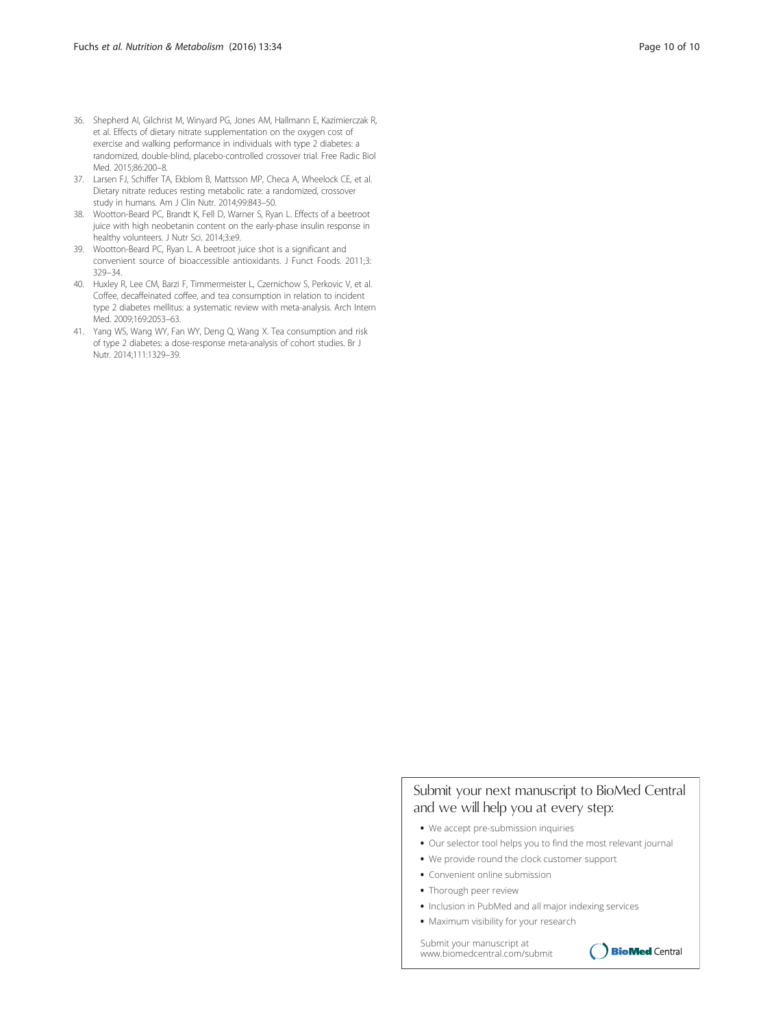36. Shepherd AI, Gilchrist M, Winyard PG, Jones AM, Hallmann E, Kazimierczak R, et al. Effects of dietary nitrate supplementation on the oxygen cost of exercise and walking performance in individuals with type 2 diabetes: a randomized, double-blind, placebo-controlled crossover trial. Free Radic Biol Med. 2015;86:200–8.
37. Larsen FJ, Schiffer TA, Ekblom B, Mattsson MP, Checa A, Wheelock CE, et al. Dietary nitrate reduces resting metabolic rate: a randomized, crossover study in humans. Am J Clin Nutr. 2014;99:843–50.
38. Wootton-Beard PC, Brandt K, Fell D, Warner S, Ryan L. Effects of a beetroot juice with high neobetanin content on the early-phase insulin response in healthy volunteers. J Nutr Sci. 2014;3:e9.
39. Wootton-Beard PC, Ryan L. A beetroot juice shot is a significant and convenient source of bioaccessible antioxidants. J Funct Foods. 2011;3:329–34.
40. Huxley R, Lee CM, Barzi F, Timmermeister L, Czernichow S, Perkovic V, et al. Coffee, decaffeinated coffee, and tea consumption in relation to incident type 2 diabetes mellitus: a systematic review with meta-analysis. Arch Intern Med. 2009;169:2053–63.
41. Yang WS, Wang WY, Fan WY, Deng Q, Wang X. Tea consumption and risk of type 2 diabetes: a dose-response meta-analysis of cohort studies. Br J Nutr. 2014;111:1329–39.

Submit your next manuscript to BioMed Central and we will help you at every step:

- We accept pre-submission inquiries
- Our selector tool helps you to find the most relevant journal
- We provide round the clock customer support
- Convenient online submission
- Thorough peer review
- Inclusion in PubMed and all major indexing services
- Maximum visibility for your research

Submit your manuscript at
www.biomedcentral.com/submit

BioMed Central